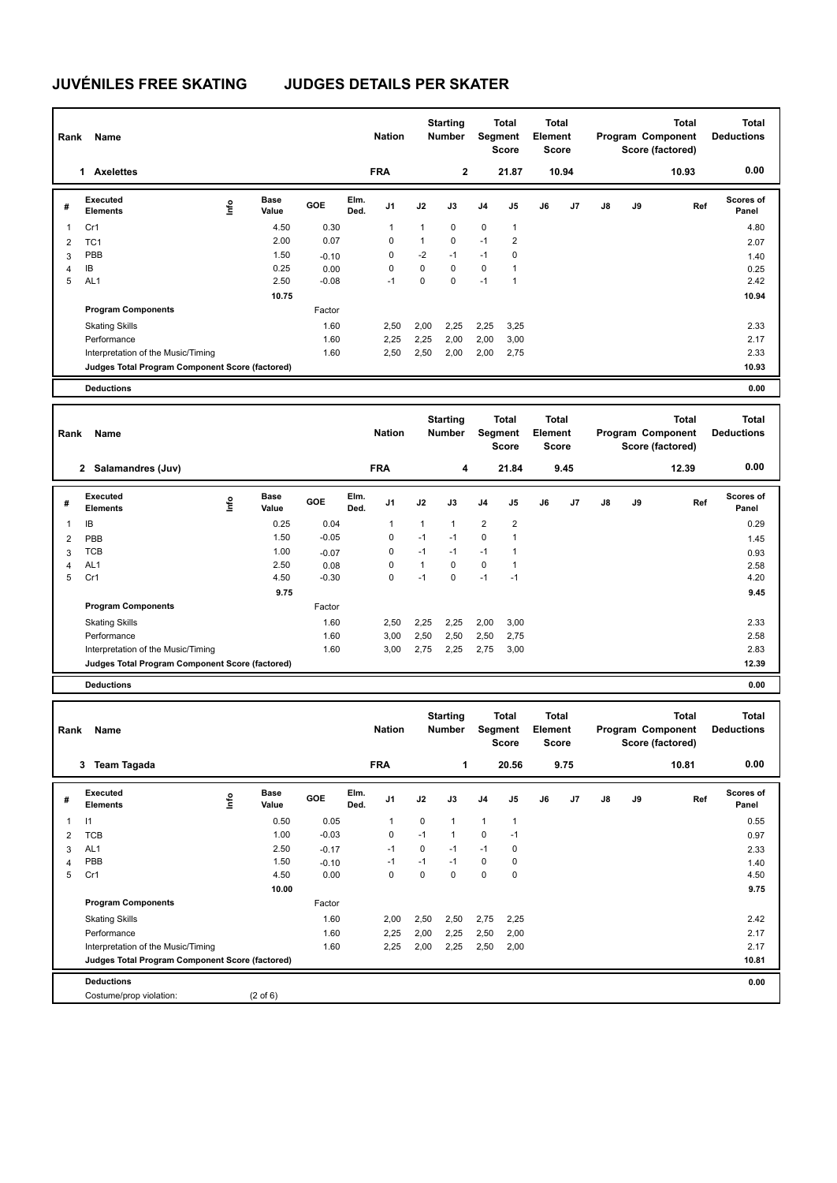# JUVÉNILES FREE SKATING JUDGES DETAILS PER SKATER

| Rank | Name | Nation | Starting Number | Total Segment Score | Total Element Score | Total Program Component Score (factored) | Total Deductions |
|---|---|---|---|---|---|---|---|
| 1 | Axelettes | FRA | 2 | 21.87 | 10.94 | 10.93 | 0.00 |

| # | Executed Elements | Info | Base Value | GOE | Elm. Ded. | J1 | J2 | J3 | J4 | J5 | J6 | J7 | J8 | J9 | Ref | Scores of Panel |
|---|---|---|---|---|---|---|---|---|---|---|---|---|---|---|---|---|
| 1 | Cr1 | | 4.50 | 0.30 | | 1 | 1 | 0 | 0 | 1 | | | | | | 4.80 |
| 2 | TC1 | | 2.00 | 0.07 | | 0 | 1 | 0 | -1 | 2 | | | | | | 2.07 |
| 3 | PBB | | 1.50 | -0.10 | | 0 | -2 | -1 | -1 | 0 | | | | | | 1.40 |
| 4 | IB | | 0.25 | 0.00 | | 0 | 0 | 0 | 0 | 1 | | | | | | 0.25 |
| 5 | AL1 | | 2.50 | -0.08 | | -1 | 0 | 0 | -1 | 1 | | | | | | 2.42 |
| | | | 10.75 | | | | | | | | | | | | | 10.94 |
| | Program Components | | | Factor | | | | | | | | | | | | |
| | Skating Skills | | | 1.60 | | 2,50 | 2,00 | 2,25 | 2,25 | 3,25 | | | | | | 2.33 |
| | Performance | | | 1.60 | | 2,25 | 2,25 | 2,00 | 2,00 | 3,00 | | | | | | 2.17 |
| | Interpretation of the Music/Timing | | | 1.60 | | 2,50 | 2,50 | 2,00 | 2,00 | 2,75 | | | | | | 2.33 |
| | Judges Total Program Component Score (factored) | | | | | | | | | | | | | | | 10.93 |
| | Deductions | | | | | | | | | | | | | | | 0.00 |

| Rank | Name | Nation | Starting Number | Total Segment Score | Total Element Score | Total Program Component Score (factored) | Total Deductions |
|---|---|---|---|---|---|---|---|
| 2 | Salamandres (Juv) | FRA | 4 | 21.84 | 9.45 | 12.39 | 0.00 |

| # | Executed Elements | Info | Base Value | GOE | Elm. Ded. | J1 | J2 | J3 | J4 | J5 | J6 | J7 | J8 | J9 | Ref | Scores of Panel |
|---|---|---|---|---|---|---|---|---|---|---|---|---|---|---|---|---|
| 1 | IB | | 0.25 | 0.04 | | 1 | 1 | 1 | 2 | 2 | | | | | | 0.29 |
| 2 | PBB | | 1.50 | -0.05 | | 0 | -1 | -1 | 0 | 1 | | | | | | 1.45 |
| 3 | TCB | | 1.00 | -0.07 | | 0 | -1 | -1 | -1 | 1 | | | | | | 0.93 |
| 4 | AL1 | | 2.50 | 0.08 | | 0 | 1 | 0 | 0 | 1 | | | | | | 2.58 |
| 5 | Cr1 | | 4.50 | -0.30 | | 0 | -1 | 0 | -1 | -1 | | | | | | 4.20 |
| | | | 9.75 | | | | | | | | | | | | | 9.45 |
| | Program Components | | | Factor | | | | | | | | | | | | |
| | Skating Skills | | | 1.60 | | 2,50 | 2,25 | 2,25 | 2,00 | 3,00 | | | | | | 2.33 |
| | Performance | | | 1.60 | | 3,00 | 2,50 | 2,50 | 2,50 | 2,75 | | | | | | 2.58 |
| | Interpretation of the Music/Timing | | | 1.60 | | 3,00 | 2,75 | 2,25 | 2,75 | 3,00 | | | | | | 2.83 |
| | Judges Total Program Component Score (factored) | | | | | | | | | | | | | | | 12.39 |
| | Deductions | | | | | | | | | | | | | | | 0.00 |

| Rank | Name | Nation | Starting Number | Total Segment Score | Total Element Score | Total Program Component Score (factored) | Total Deductions |
|---|---|---|---|---|---|---|---|
| 3 | Team Tagada | FRA | 1 | 20.56 | 9.75 | 10.81 | 0.00 |

| # | Executed Elements | Info | Base Value | GOE | Elm. Ded. | J1 | J2 | J3 | J4 | J5 | J6 | J7 | J8 | J9 | Ref | Scores of Panel |
|---|---|---|---|---|---|---|---|---|---|---|---|---|---|---|---|---|
| 1 | I1 | | 0.50 | 0.05 | | 1 | 0 | 1 | 1 | 1 | | | | | | 0.55 |
| 2 | TCB | | 1.00 | -0.03 | | 0 | -1 | 1 | 0 | -1 | | | | | | 0.97 |
| 3 | AL1 | | 2.50 | -0.17 | | -1 | 0 | -1 | -1 | 0 | | | | | | 2.33 |
| 4 | PBB | | 1.50 | -0.10 | | -1 | -1 | -1 | 0 | 0 | | | | | | 1.40 |
| 5 | Cr1 | | 4.50 | 0.00 | | 0 | 0 | 0 | 0 | 0 | | | | | | 4.50 |
| | | | 10.00 | | | | | | | | | | | | | 9.75 |
| | Program Components | | | Factor | | | | | | | | | | | | |
| | Skating Skills | | | 1.60 | | 2,00 | 2,50 | 2,50 | 2,75 | 2,25 | | | | | | 2.42 |
| | Performance | | | 1.60 | | 2,25 | 2,00 | 2,25 | 2,50 | 2,00 | | | | | | 2.17 |
| | Interpretation of the Music/Timing | | | 1.60 | | 2,25 | 2,00 | 2,25 | 2,50 | 2,00 | | | | | | 2.17 |
| | Judges Total Program Component Score (factored) | | | | | | | | | | | | | | | 10.81 |
| | Deductions | | | | | | | | | | | | | | | 0.00 |
| | Costume/prop violation: | | (2 of 6) | | | | | | | | | | | | | |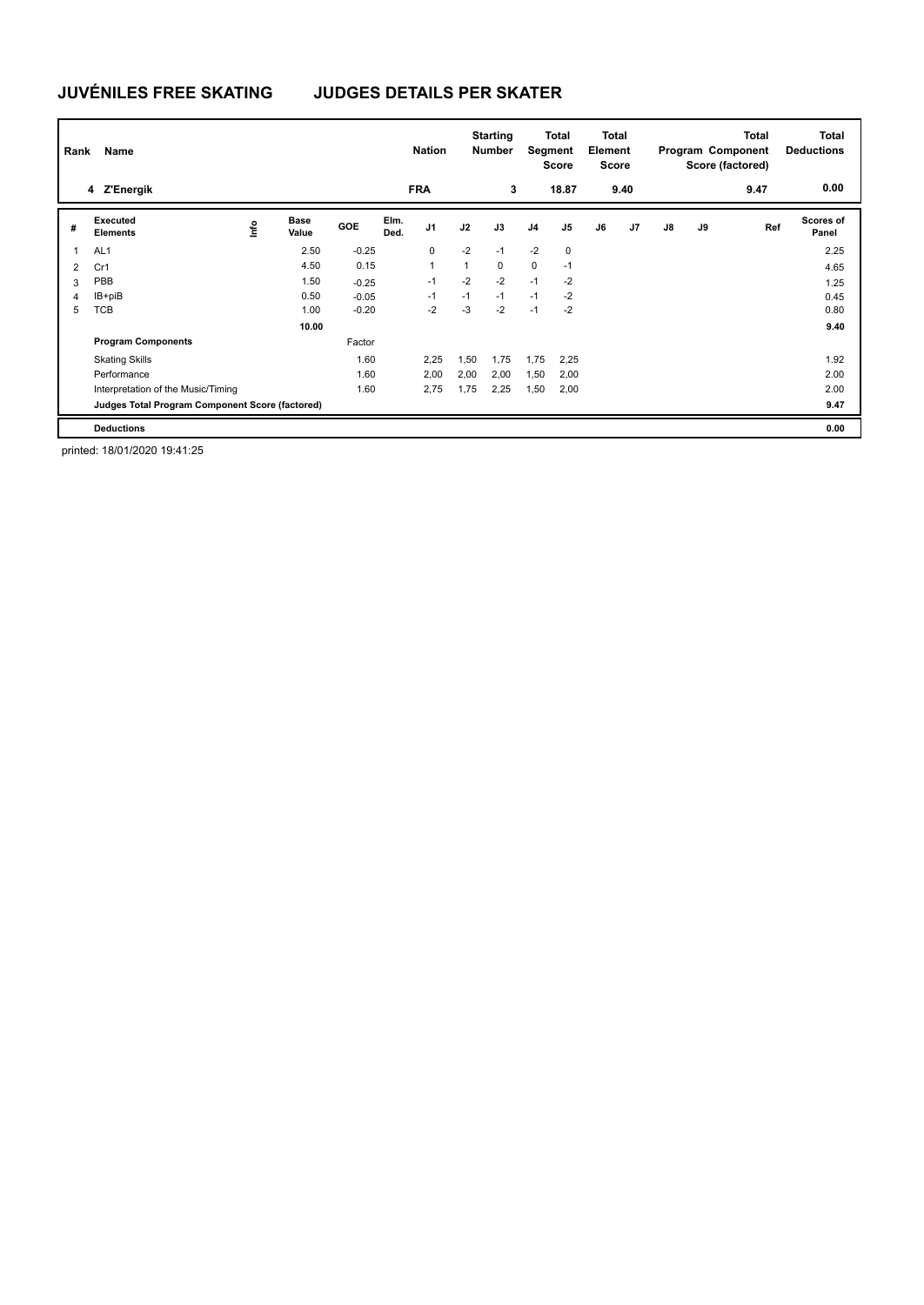# JUVÉNILES FREE SKATING JUDGES DETAILS PER SKATER

| Rank | Name | Nation | Starting Number | Total Segment Score | Total Element Score | Total Program Component Score (factored) | Total Deductions |
|---|---|---|---|---|---|---|---|
| 4 | Z'Energik | FRA | 3 | 18.87 | 9.40 | 9.47 | 0.00 |

| # | Executed Elements | Info | Base Value | GOE | Elm. Ded. | J1 | J2 | J3 | J4 | J5 | J6 | J7 | J8 | J9 | Ref | Scores of Panel |
|---|---|---|---|---|---|---|---|---|---|---|---|---|---|---|---|---|
| 1 | AL1 | | 2.50 | -0.25 | | 0 | -2 | -1 | -2 | 0 | | | | | | 2.25 |
| 2 | Cr1 | | 4.50 | 0.15 | | 1 | 1 | 0 | 0 | -1 | | | | | | 4.65 |
| 3 | PBB | | 1.50 | -0.25 | | -1 | -2 | -2 | -1 | -2 | | | | | | 1.25 |
| 4 | IB+piB | | 0.50 | -0.05 | | -1 | -1 | -1 | -1 | -2 | | | | | | 0.45 |
| 5 | TCB | | 1.00 | -0.20 | | -2 | -3 | -2 | -1 | -2 | | | | | | 0.80 |
| | | | 10.00 | | | | | | | | | | | | | 9.40 |
| | **Program Components** | | | Factor | | | | | | | | | | | | |
| | Skating Skills | | | 1.60 | | 2,25 | 1,50 | 1,75 | 1,75 | 2,25 | | | | | | 1.92 |
| | Performance | | | 1.60 | | 2,00 | 2,00 | 2,00 | 1,50 | 2,00 | | | | | | 2.00 |
| | Interpretation of the Music/Timing | | | 1.60 | | 2,75 | 1,75 | 2,25 | 1,50 | 2,00 | | | | | | 2.00 |
| | **Judges Total Program Component Score (factored)** | | | | | | | | | | | | | | | 9.47 |
| | **Deductions** | | | | | | | | | | | | | | | 0.00 |

printed: 18/01/2020 19:41:25